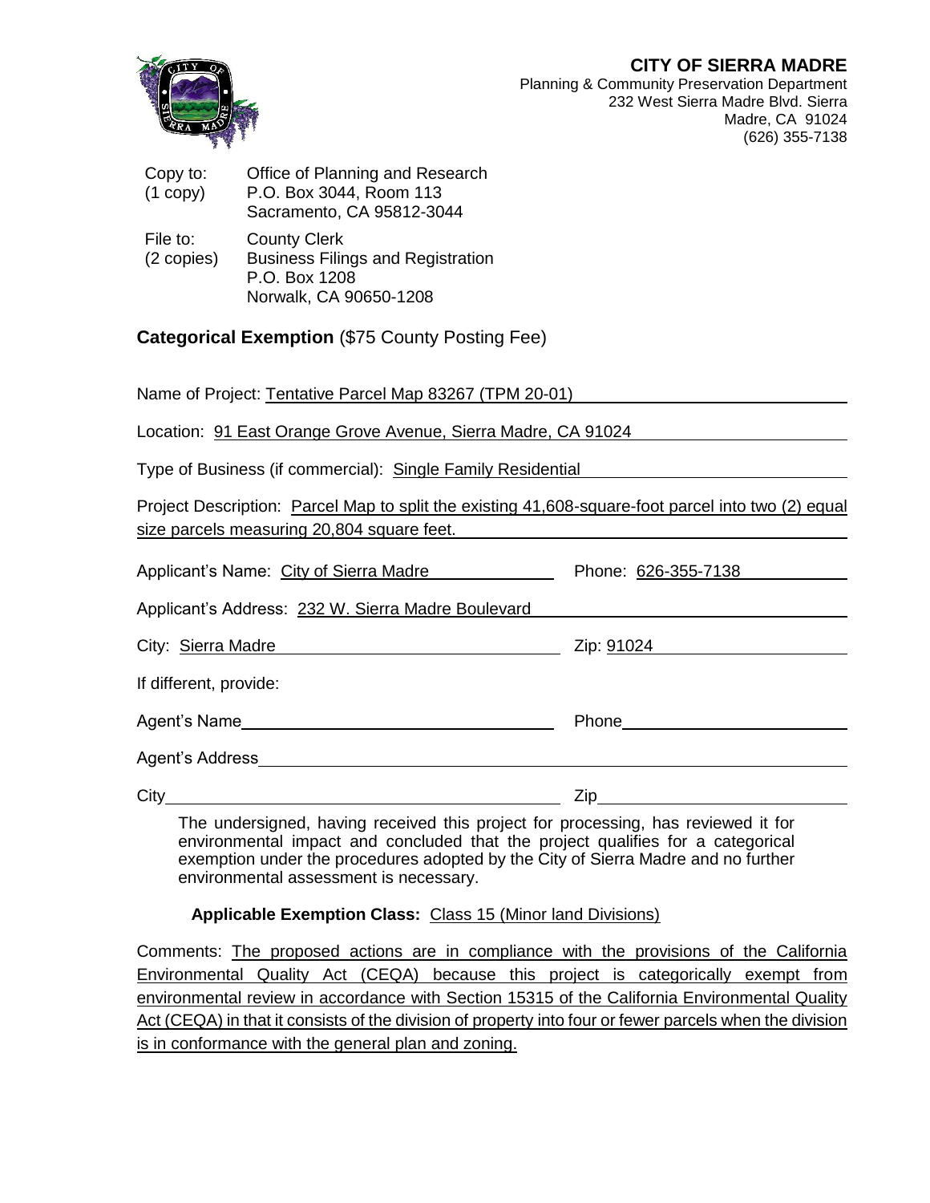**CITY OF SIERRA MADRE**
Planning & Community Preservation Department
232 West Sierra Madre Blvd. Sierra Madre, CA 91024
(626) 355-7138

Copy to: (1 copy) — Office of Planning and Research
P.O. Box 3044, Room 113
Sacramento, CA 95812-3044

File to: (2 copies) — County Clerk
Business Filings and Registration
P.O. Box 1208
Norwalk, CA 90650-1208

## **Categorical Exemption** ($75 County Posting Fee)

Name of Project: Tentative Parcel Map 83267 (TPM 20-01)

Location: 91 East Orange Grove Avenue, Sierra Madre, CA 91024

Type of Business (if commercial): Single Family Residential

Project Description: Parcel Map to split the existing 41,608-square-foot parcel into two (2) equal size parcels measuring 20,804 square feet.

Applicant's Name: City of Sierra Madre | Phone: 626-355-7138

Applicant's Address: 232 W. Sierra Madre Boulevard

City: Sierra Madre | Zip: 91024

If different, provide:

Agent's Name ______ Phone ______

Agent's Address ______

City ______ Zip ______

The undersigned, having received this project for processing, has reviewed it for environmental impact and concluded that the project qualifies for a categorical exemption under the procedures adopted by the City of Sierra Madre and no further environmental assessment is necessary.

**Applicable Exemption Class:** Class 15 (Minor land Divisions)

Comments: The proposed actions are in compliance with the provisions of the California Environmental Quality Act (CEQA) because this project is categorically exempt from environmental review in accordance with Section 15315 of the California Environmental Quality Act (CEQA) in that it consists of the division of property into four or fewer parcels when the division is in conformance with the general plan and zoning.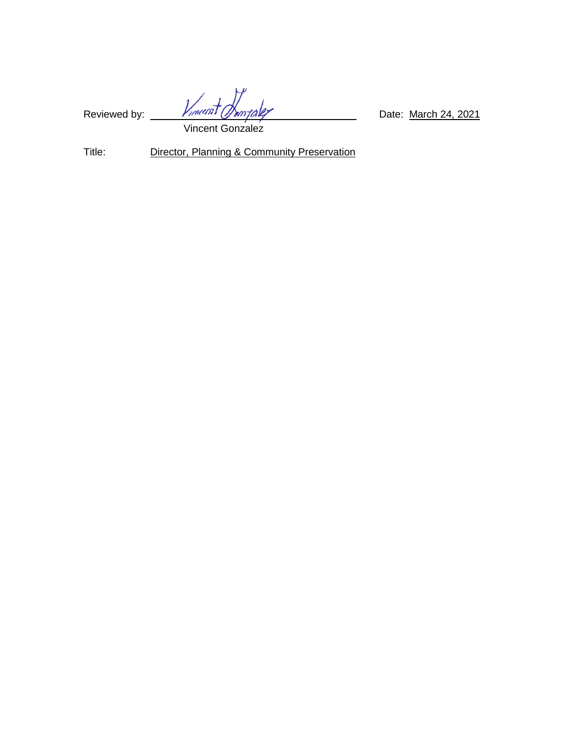Reviewed by: Vincent Gonzalez Date: March 24, 2021

Vincent Gonzalez

Title: Director, Planning & Community Preservation